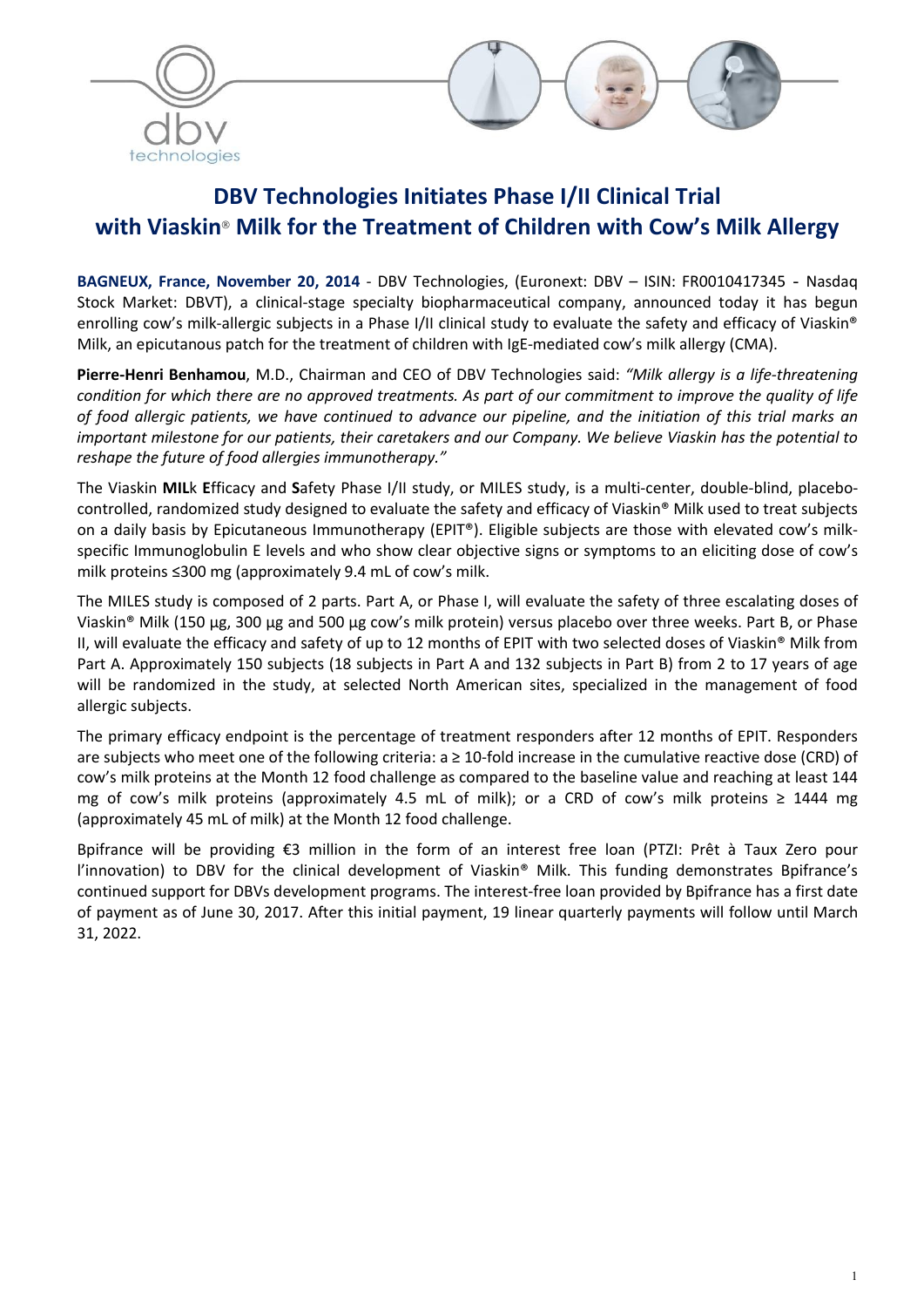# DBV Technologies Initiates Phase I/II Clinical Trial with Viaskin® Milk for the Treatment of Children with Cow's Milk Allergy

**BAGNEUX, France, November 20, 2014** - DBV Technologies, (Euronext: DBV – ISIN: FR0010417345 - Nasdaq Stock Market: DBVT), a clinical-stage specialty biopharmaceutical company, announced today it has begun enrolling cow's milk-allergic subjects in a Phase I/II clinical study to evaluate the safety and efficacy of Viaskin® Milk, an epicutanous patch for the treatment of children with IgE-mediated cow's milk allergy (CMA).

**Pierre-Henri Benhamou**, M.D., Chairman and CEO of DBV Technologies said: *"Milk allergy is a life-threatening condition for which there are no approved treatments. As part of our commitment to improve the quality of life of food allergic patients, we have continued to advance our pipeline, and the initiation of this trial marks an important milestone for our patients, their caretakers and our Company. We believe Viaskin has the potential to reshape the future of food allergies immunotherapy."*

The Viaskin **MIL**k **E**fficacy and **S**afety Phase I/II study, or MILES study, is a multi-center, double-blind, placebo-controlled, randomized study designed to evaluate the safety and efficacy of Viaskin® Milk used to treat subjects on a daily basis by Epicutaneous Immunotherapy (EPIT®). Eligible subjects are those with elevated cow's milk-specific Immunoglobulin E levels and who show clear objective signs or symptoms to an eliciting dose of cow's milk proteins ≤300 mg (approximately 9.4 mL of cow's milk.

The MILES study is composed of 2 parts. Part A, or Phase I, will evaluate the safety of three escalating doses of Viaskin® Milk (150 µg, 300 µg and 500 µg cow's milk protein) versus placebo over three weeks. Part B, or Phase II, will evaluate the efficacy and safety of up to 12 months of EPIT with two selected doses of Viaskin® Milk from Part A. Approximately 150 subjects (18 subjects in Part A and 132 subjects in Part B) from 2 to 17 years of age will be randomized in the study, at selected North American sites, specialized in the management of food allergic subjects.

The primary efficacy endpoint is the percentage of treatment responders after 12 months of EPIT. Responders are subjects who meet one of the following criteria: a ≥ 10-fold increase in the cumulative reactive dose (CRD) of cow's milk proteins at the Month 12 food challenge as compared to the baseline value and reaching at least 144 mg of cow's milk proteins (approximately 4.5 mL of milk); or a CRD of cow's milk proteins ≥ 1444 mg (approximately 45 mL of milk) at the Month 12 food challenge.

Bpifrance will be providing €3 million in the form of an interest free loan (PTZI: Prêt à Taux Zero pour l'innovation) to DBV for the clinical development of Viaskin® Milk. This funding demonstrates Bpifrance's continued support for DBVs development programs. The interest-free loan provided by Bpifrance has a first date of payment as of June 30, 2017. After this initial payment, 19 linear quarterly payments will follow until March 31, 2022.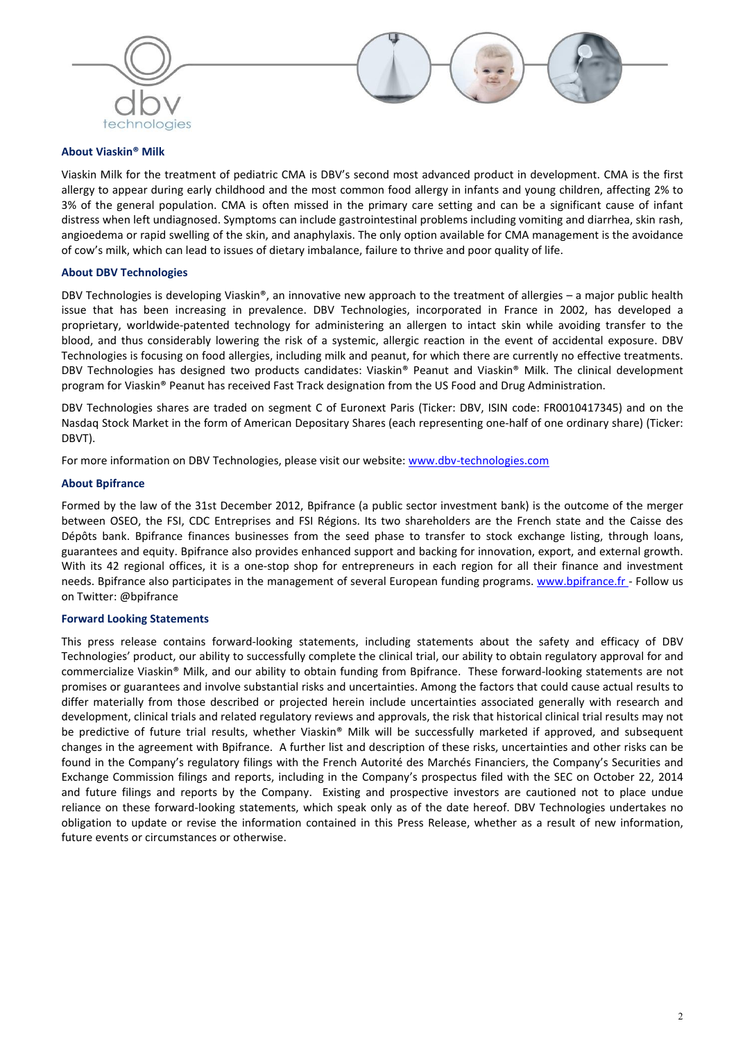### About Viaskin® Milk

Viaskin Milk for the treatment of pediatric CMA is DBV's second most advanced product in development. CMA is the first allergy to appear during early childhood and the most common food allergy in infants and young children, affecting 2% to 3% of the general population. CMA is often missed in the primary care setting and can be a significant cause of infant distress when left undiagnosed. Symptoms can include gastrointestinal problems including vomiting and diarrhea, skin rash, angioedema or rapid swelling of the skin, and anaphylaxis. The only option available for CMA management is the avoidance of cow's milk, which can lead to issues of dietary imbalance, failure to thrive and poor quality of life.

### About DBV Technologies

DBV Technologies is developing Viaskin®, an innovative new approach to the treatment of allergies – a major public health issue that has been increasing in prevalence. DBV Technologies, incorporated in France in 2002, has developed a proprietary, worldwide-patented technology for administering an allergen to intact skin while avoiding transfer to the blood, and thus considerably lowering the risk of a systemic, allergic reaction in the event of accidental exposure. DBV Technologies is focusing on food allergies, including milk and peanut, for which there are currently no effective treatments. DBV Technologies has designed two products candidates: Viaskin® Peanut and Viaskin® Milk. The clinical development program for Viaskin® Peanut has received Fast Track designation from the US Food and Drug Administration.

DBV Technologies shares are traded on segment C of Euronext Paris (Ticker: DBV, ISIN code: FR0010417345) and on the Nasdaq Stock Market in the form of American Depositary Shares (each representing one-half of one ordinary share) (Ticker: DBVT).

For more information on DBV Technologies, please visit our website: www.dbv-technologies.com

### About Bpifrance

Formed by the law of the 31st December 2012, Bpifrance (a public sector investment bank) is the outcome of the merger between OSEO, the FSI, CDC Entreprises and FSI Régions. Its two shareholders are the French state and the Caisse des Dépôts bank. Bpifrance finances businesses from the seed phase to transfer to stock exchange listing, through loans, guarantees and equity. Bpifrance also provides enhanced support and backing for innovation, export, and external growth. With its 42 regional offices, it is a one-stop shop for entrepreneurs in each region for all their finance and investment needs. Bpifrance also participates in the management of several European funding programs. www.bpifrance.fr - Follow us on Twitter: @bpifrance

### Forward Looking Statements

This press release contains forward-looking statements, including statements about the safety and efficacy of DBV Technologies' product, our ability to successfully complete the clinical trial, our ability to obtain regulatory approval for and commercialize Viaskin® Milk, and our ability to obtain funding from Bpifrance. These forward-looking statements are not promises or guarantees and involve substantial risks and uncertainties. Among the factors that could cause actual results to differ materially from those described or projected herein include uncertainties associated generally with research and development, clinical trials and related regulatory reviews and approvals, the risk that historical clinical trial results may not be predictive of future trial results, whether Viaskin® Milk will be successfully marketed if approved, and subsequent changes in the agreement with Bpifrance. A further list and description of these risks, uncertainties and other risks can be found in the Company's regulatory filings with the French Autorité des Marchés Financiers, the Company's Securities and Exchange Commission filings and reports, including in the Company's prospectus filed with the SEC on October 22, 2014 and future filings and reports by the Company. Existing and prospective investors are cautioned not to place undue reliance on these forward-looking statements, which speak only as of the date hereof. DBV Technologies undertakes no obligation to update or revise the information contained in this Press Release, whether as a result of new information, future events or circumstances or otherwise.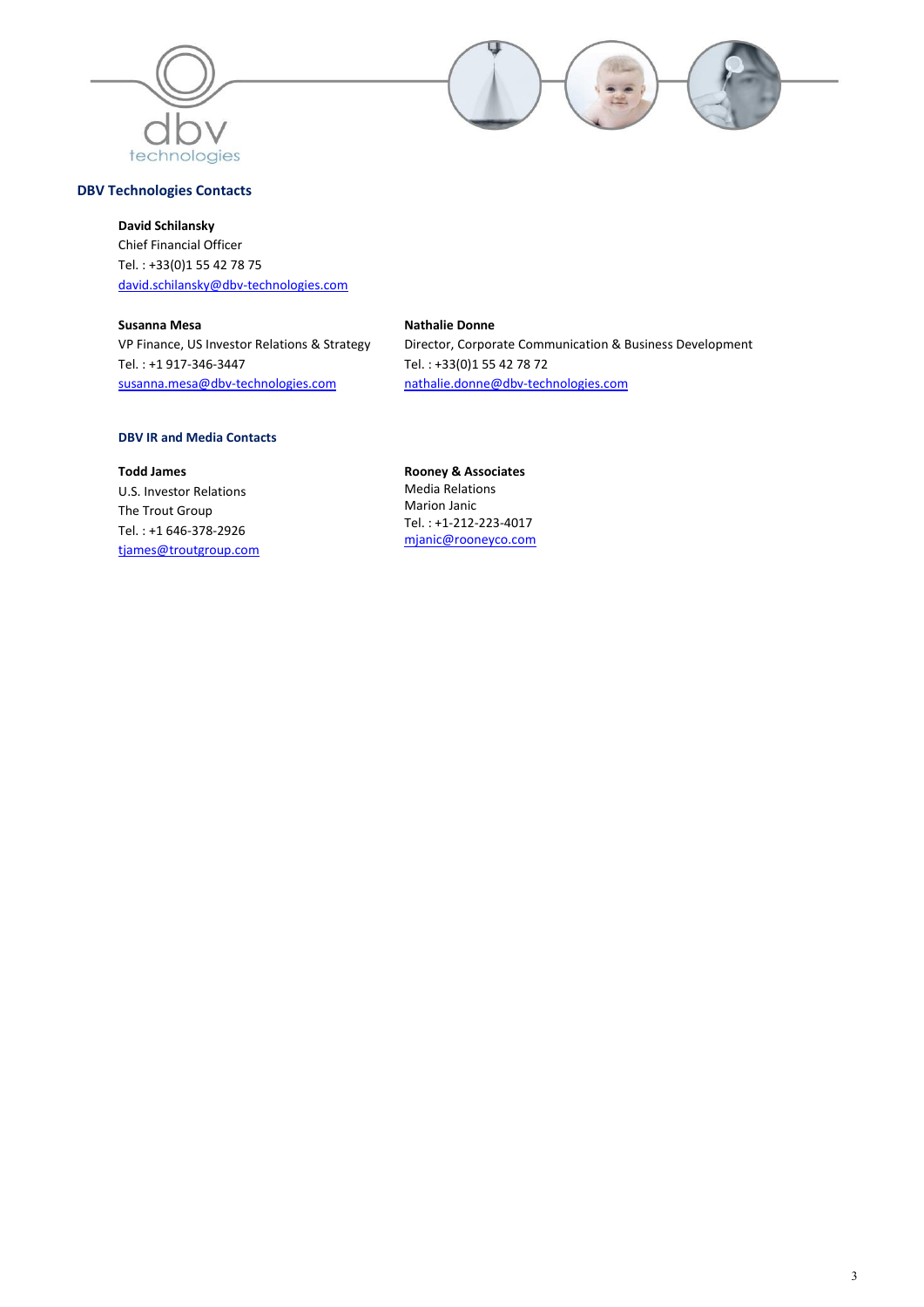## DBV Technologies Contacts

**David Schilansky**
Chief Financial Officer
Tel. : +33(0)1 55 42 78 75
david.schilansky@dbv-technologies.com

**Susanna Mesa**
VP Finance, US Investor Relations & Strategy
Tel. : +1 917-346-3447
susanna.mesa@dbv-technologies.com

**Nathalie Donne**
Director, Corporate Communication & Business Development
Tel. : +33(0)1 55 42 78 72
nathalie.donne@dbv-technologies.com

### DBV IR and Media Contacts

**Todd James**
U.S. Investor Relations
The Trout Group
Tel. : +1 646-378-2926
tjames@troutgroup.com

**Rooney & Associates**
Media Relations
Marion Janic
Tel. : +1-212-223-4017
mjanic@rooneyco.com